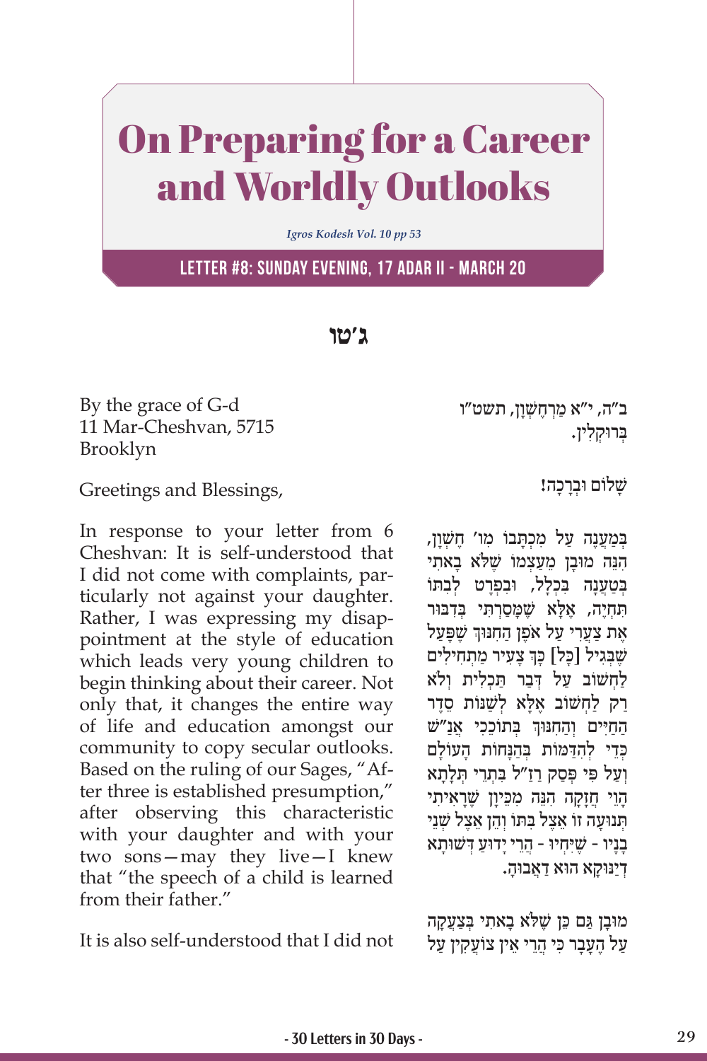# On Preparing for a Career and Worldly Outlooks

*Igros Kodesh Vol. 10 pp 53*

## Letter #8: Sunday Evening, 17 Adar II - March 20

**ג׳טו**

By the grace of G-d
11 Mar-Cheshvan, 5715
Brooklyn

Greetings and Blessings,

In response to your letter from 6 Cheshvan: It is self-understood that I did not come with complaints, particularly not against your daughter. Rather, I was expressing my disappointment at the style of education which leads very young children to begin thinking about their career. Not only that, it changes the entire way of life and education amongst our community to copy secular outlooks. Based on the ruling of our Sages, "After three is established presumption," after observing this characteristic with your daughter and with your two sons—may they live—I knew that "the speech of a child is learned from their father."

It is also self-understood that I did not

ב"ה, י"א מַרְחֶשְׁוָן, תשט"ו
בְּרוּקְלִין.

שָׁלוֹם וּבְרָכָה!

בְּמַעֲנֶה עַל מִכְתָּבוֹ מִו' חֶשְׁוָן, הִנֵּה מוּבָן מֵעַצְמוֹ שֶׁלֹּא בָּאתִי בִּטְעָנָה בִּכְלָל, וּבִפְרָט לְבִתּוֹ תִּחְיֶה, אֶלָּא שֶׁמָּסַרְתִּי בְּדִבּוּר אֶת צַעֲרִי עַל אֹפֶן הַחִנּוּךְ שֶׁפָּעַל שֶׁבְּגִיל [כָּל] כָּךְ צָעִיר מַתְחִילִים לַחְשׁוֹב עַל דְּבַר תַּכְלִית וְלֹא רַק לַחְשׁוֹב אֶלָּא לְשַׁנּוֹת סֵדֶר הַחַיִּים וְהַחִנּוּךְ בְּתוֹכֵכִי אַנַ"שׁ כְּדֵי לְהִדַּמּוֹת בְּהַנָּחוֹת הָעוֹלָם וְעַל פִּי פְּסַק רַז"ל בִּתְרֵי תִּלְתָא הָוֵי חֲזָקָה הִנֵּה מִכֵּיוָן שֶׁרָאִיתִי תְּנוּעָה זוֹ אֵצֶל בִּתּוֹ וְהֵן אֵצֶל שְׁנֵי בָּנָיו - שֶׁיִּחְיוּ - הֲרֵי יָדוּעַ דְּשׁוּתָא דְּיַנּוּקָא הוּא דַּאֲבוּהָ.

מוּבָן גַּם כֵּן שֶׁלֹּא בָּאתִי בִּצְעָקָה עַל הֶעָבָר כִּי הֲרֵי אֵין צוֹעֲקִין עַל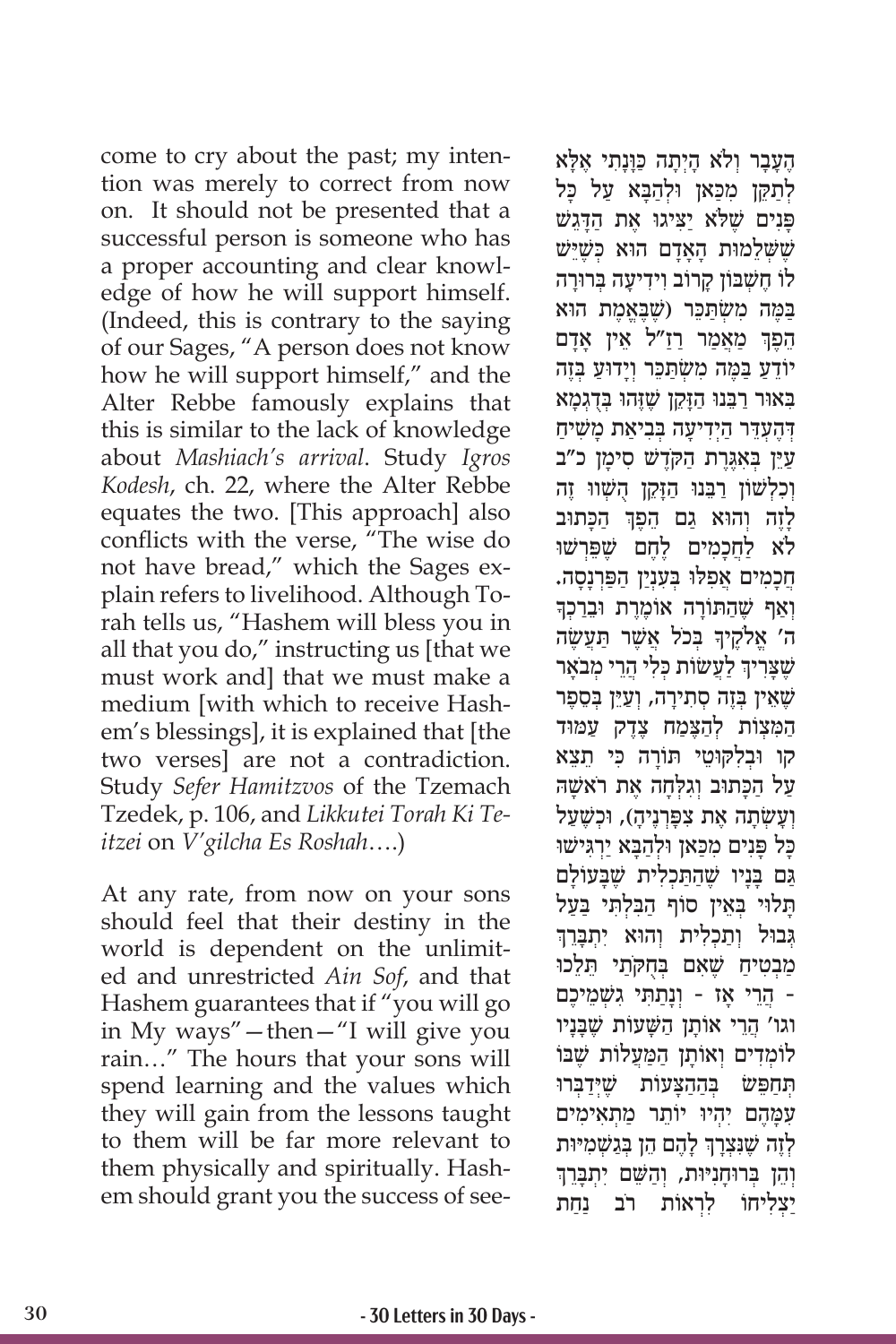come to cry about the past; my intention was merely to correct from now on. It should not be presented that a successful person is someone who has a proper accounting and clear knowledge of how he will support himself. (Indeed, this is contrary to the saying of our Sages, "A person does not know how he will support himself," and the Alter Rebbe famously explains that this is similar to the lack of knowledge about *Mashiach's arrival*. Study *Igros Kodesh*, ch. 22, where the Alter Rebbe equates the two. [This approach] also conflicts with the verse, "The wise do not have bread," which the Sages explain refers to livelihood. Although Torah tells us, "Hashem will bless you in all that you do," instructing us [that we must work and] that we must make a medium [with which to receive Hashem's blessings], it is explained that [the two verses] are not a contradiction. Study *Sefer Hamitzvos* of the Tzemach Tzedek, p. 106, and *Likkutei Torah Ki Teitzei* on *V'gilcha Es Roshah*….)

At any rate, from now on your sons should feel that their destiny in the world is dependent on the unlimited and unrestricted *Ain Sof*, and that Hashem guarantees that if "you will go in My ways"—then—"I will give you rain…" The hours that your sons will spend learning and the values which they will gain from the lessons taught to them will be far more relevant to them physically and spiritually. Hashem should grant you the success of see-

הָעֵבֶר וְלֹא הָיְתָה כַּוָּנָתִי אֶלָּא לְתַקֵּן מִכָּאן וּלְהַבָּא עַל כָּל פָּנִים שֶׁלֹּא יַצִּיגוּ אֶת הַדָּגֵשׁ שֶׁשְּׁלֵמוּת הָאָדָם הוּא כְּשֶׁיֵּשׁ לוֹ חֶשְׁבּוֹן קָרוֹב וִידִיעָה בְּרוּרָה בַּמֶּה מִשְׂתַּכֵּר (שֶׁבֶּאֱמֶת הוּא הֵפֶךְ מַאֲמַר רַזַ"ל אֵין אָדָם יוֹדֵעַ בַּמֶּה מִשְׂתַּכֵּר וְיָדוּעַ בְּזֶה בֵּאוּר רַבֵּנוּ הַזָּקֵן שֶׁזֶּהוּ בְּדֻגְמָא דְּהֶעְדֵּר הַיְדִיעָה בְּבִיאַת מָשִׁיחַ עַיֵּן בְּאִגֶּרֶת הַקֹּדֶשׁ סִימָן כ"ב וְכִלְשׁוֹן רַבֵּנוּ הַזָּקֵן הִשְׁוָוּ זֶה לָזֶה וְהוּא גַּם הֵפֶךְ הַכָּתוּב לֹא לַחֲכָמִים לֶחֶם שֶׁפֵּרְשׁוּ חֲכָמִים אֲפִלּוּ בְּעִנְיַן הַפַּרְנָסָה. וְאַף שֶׁהַתּוֹרָה אוֹמֶרֶת וּבֵרַכְךָ ה' אֱלֹקֶיךָ בְּכֹל אֲשֶׁר תַּעֲשֶׂה שֶׁצָּרִיךְ לַעֲשׂוֹת כְּלִי הֲרֵי מְבֹאָר שֶׁאֵין בְּזֶה סְתִירָה, וְעַיֵּן בְּסֵפֶר הַמִּצְוֹת לְהַצֶּמַח צֶדֶק עַמּוּד קו וּבְלִקּוּטֵי תּוֹרָה כִּי תֵצֵא עַל הַכָּתוּב וְגִלְּחָה אֶת רֹאשָׁהּ וְעָשְׂתָה אֶת צִפָּרְנֶיהָ), וּכְשֶׁעַל כָּל פָּנִים מִכָּאן וּלְהַבָּא יַרְגִּישׁוּ גַּם בָּנָיו שֶׁהַתַּכְלִית שֶׁבְּעוֹלָם תָּלוּי בְּאֵין סוֹף הַבִּלְתִּי בַּעַל גְּבוּל וְתַכְלִית וְהוּא יִתְבָּרֵךְ מַבְטִיחַ שֶׁאִם בְּחֻקֹּתַי תֵּלְכוּ - הֲרֵי אָז - וְנָתַתִּי גִשְׁמֵיכֶם וגו' הֲרֵי אוֹתָן הַשָּׁעוֹת שֶׁבָּנָיו לוֹמְדִים וְאוֹתָן הַמַּעֲלוֹת שֶׁבּוֹ תִּתְחַפֵּשׂ בְּהַהַצָּעוֹת שֶׁיְּדַבְּרוּ עִמָּהֶם יִהְיוּ יוֹתֵר מַתְאִימִים לָזֶה שֶׁנִּצְרָךְ לָהֶם הֵן בְּגַשְׁמִיּוּת וְהֵן בְּרוּחָנִיּוּת, וְהַשֵּׁם יִתְבָּרֵךְ יַצְלִיחוֹ לִרְאוֹת רֹב נַחַת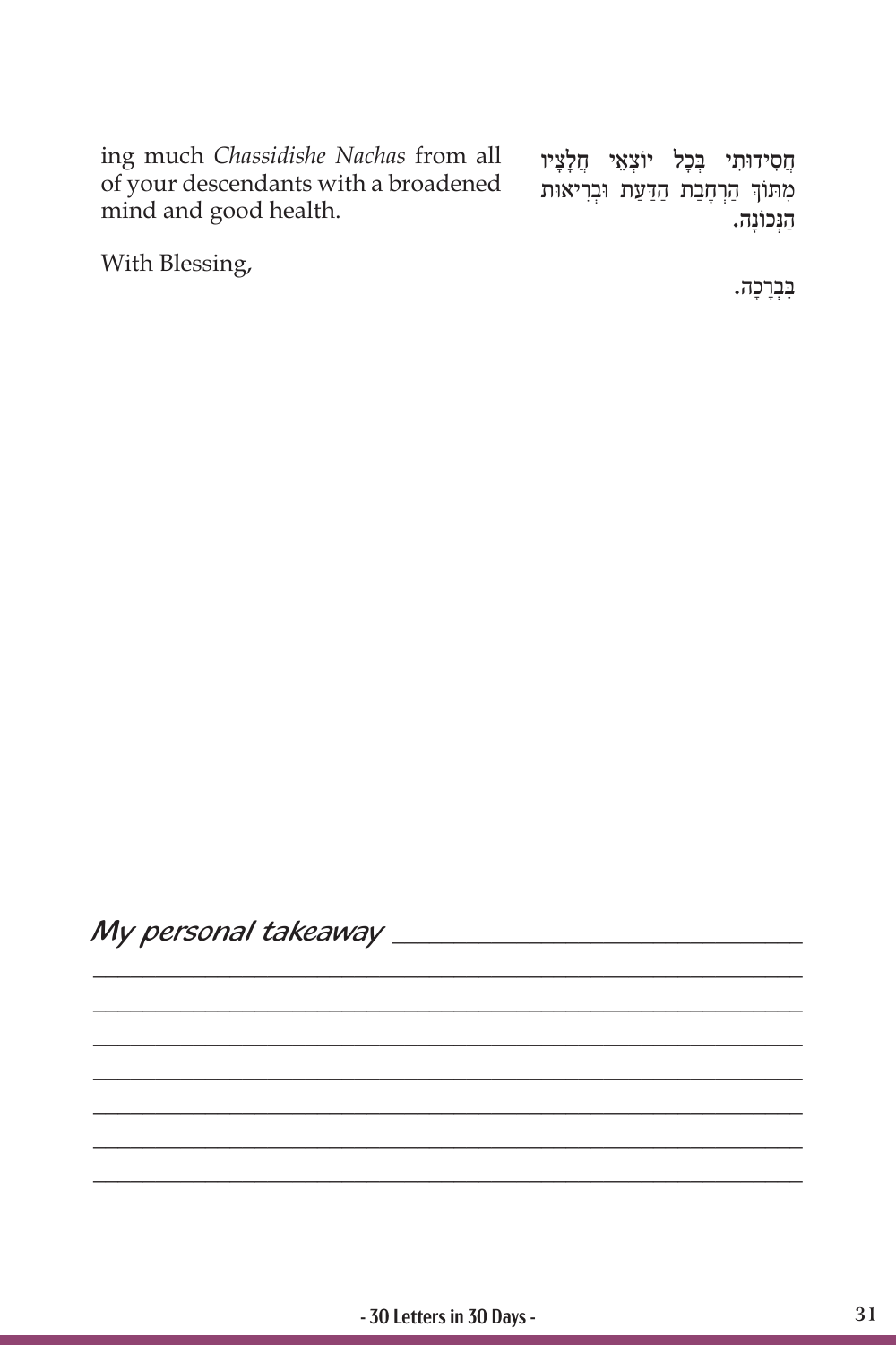ing much *Chassidishe Nachas* from all of your descendants with a broadened mind and good health.

With Blessing,

חֲסִידוּתִי בְּכָל יוֹצְאֵי חֲלָצָיו מִתּוֹךְ הַרְחָבַת הַדַּעַת וּבְרִיאוּת הַנְּכוֹנָה.

בִּבְרָכָה.

*My personal takeaway* ______________________________

______________________________________________________

______________________________________________________

______________________________________________________

______________________________________________________

______________________________________________________

______________________________________________________

______________________________________________________